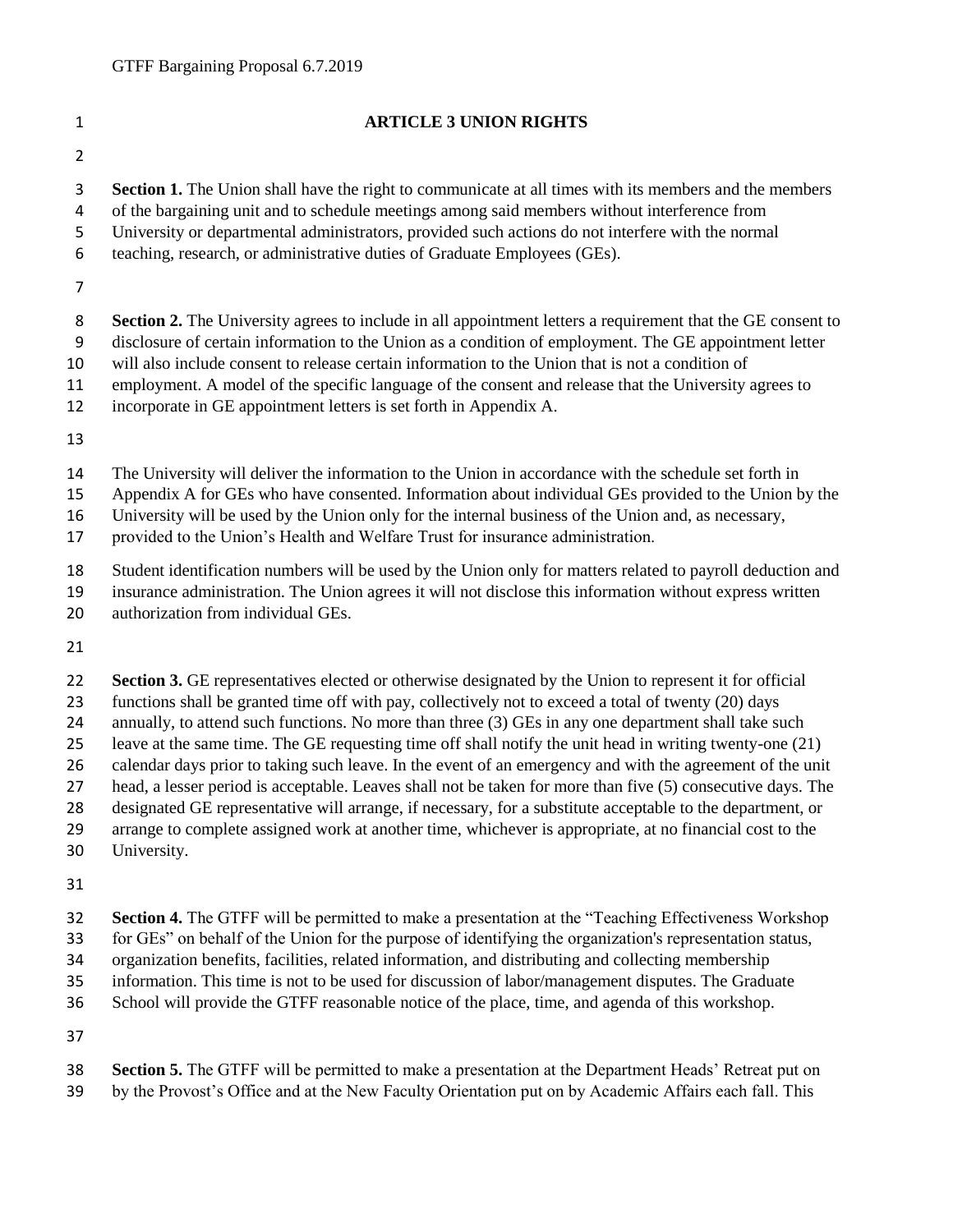# ARTICLE 3 UNION RIGHTS

**Section 1.** The Union shall have the right to communicate at all times with its members and the members of the bargaining unit and to schedule meetings among said members without interference from University or departmental administrators, provided such actions do not interfere with the normal teaching, research, or administrative duties of Graduate Employees (GEs).

**Section 2.** The University agrees to include in all appointment letters a requirement that the GE consent to disclosure of certain information to the Union as a condition of employment. The GE appointment letter will also include consent to release certain information to the Union that is not a condition of employment. A model of the specific language of the consent and release that the University agrees to incorporate in GE appointment letters is set forth in Appendix A.

The University will deliver the information to the Union in accordance with the schedule set forth in Appendix A for GEs who have consented. Information about individual GEs provided to the Union by the University will be used by the Union only for the internal business of the Union and, as necessary, provided to the Union's Health and Welfare Trust for insurance administration.

Student identification numbers will be used by the Union only for matters related to payroll deduction and insurance administration. The Union agrees it will not disclose this information without express written authorization from individual GEs.

**Section 3.** GE representatives elected or otherwise designated by the Union to represent it for official functions shall be granted time off with pay, collectively not to exceed a total of twenty (20) days annually, to attend such functions. No more than three (3) GEs in any one department shall take such leave at the same time. The GE requesting time off shall notify the unit head in writing twenty-one (21) calendar days prior to taking such leave. In the event of an emergency and with the agreement of the unit head, a lesser period is acceptable. Leaves shall not be taken for more than five (5) consecutive days. The designated GE representative will arrange, if necessary, for a substitute acceptable to the department, or arrange to complete assigned work at another time, whichever is appropriate, at no financial cost to the University.

**Section 4.** The GTFF will be permitted to make a presentation at the "Teaching Effectiveness Workshop for GEs" on behalf of the Union for the purpose of identifying the organization's representation status, organization benefits, facilities, related information, and distributing and collecting membership information. This time is not to be used for discussion of labor/management disputes. The Graduate School will provide the GTFF reasonable notice of the place, time, and agenda of this workshop.

**Section 5.** The GTFF will be permitted to make a presentation at the Department Heads' Retreat put on by the Provost's Office and at the New Faculty Orientation put on by Academic Affairs each fall. This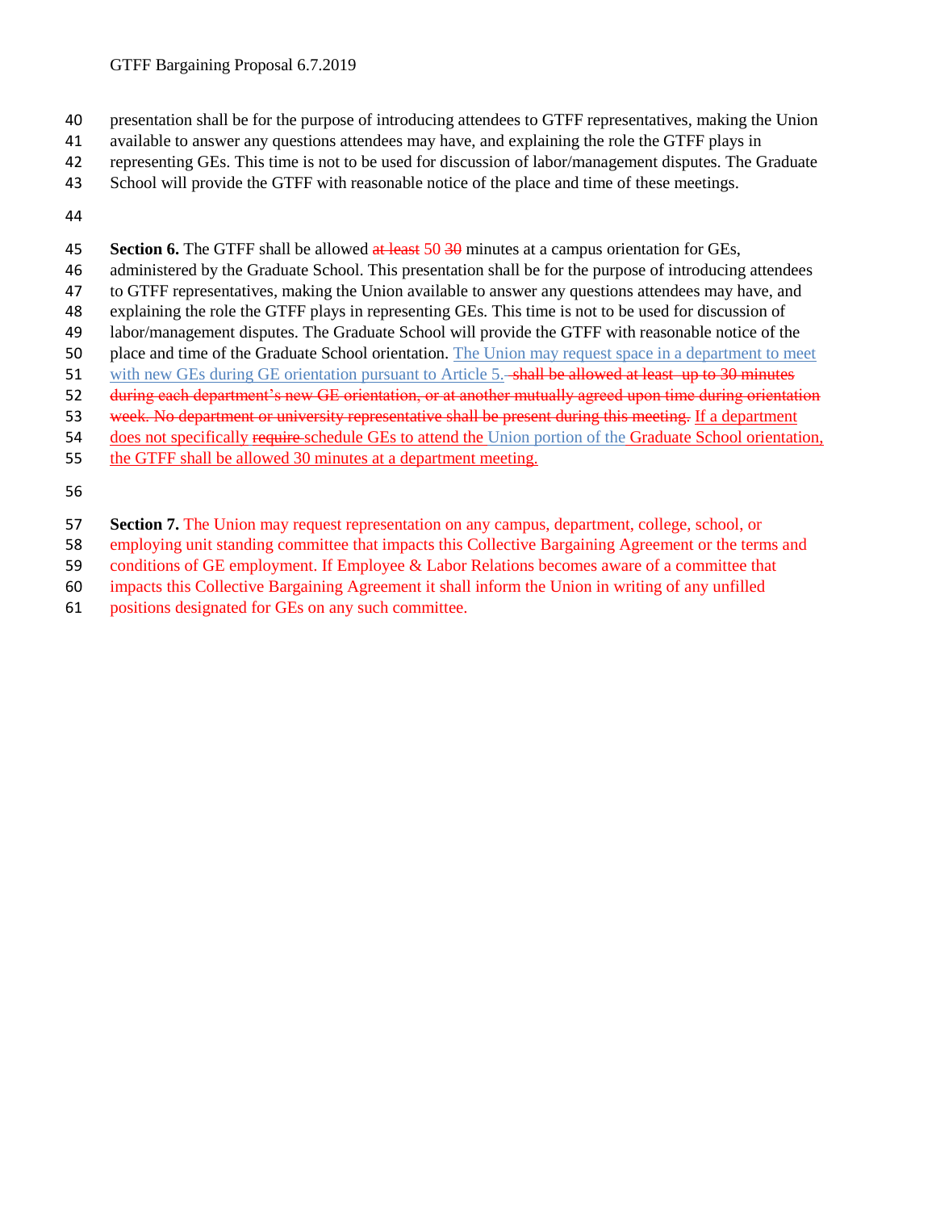presentation shall be for the purpose of introducing attendees to GTFF representatives, making the Union available to answer any questions attendees may have, and explaining the role the GTFF plays in representing GEs. This time is not to be used for discussion of labor/management disputes. The Graduate School will provide the GTFF with reasonable notice of the place and time of these meetings.

**Section 6.** The GTFF shall be allowed ~~at least~~ 50 ~~30~~ minutes at a campus orientation for GEs, administered by the Graduate School. This presentation shall be for the purpose of introducing attendees to GTFF representatives, making the Union available to answer any questions attendees may have, and explaining the role the GTFF plays in representing GEs. This time is not to be used for discussion of labor/management disputes. The Graduate School will provide the GTFF with reasonable notice of the place and time of the Graduate School orientation. The Union may request space in a department to meet with new GEs during GE orientation pursuant to Article 5. ~~shall be allowed at least up to 30 minutes during each department's new GE orientation, or at another mutually agreed upon time during orientation week. No department or university representative shall be present during this meeting.~~ If a department does not specifically ~~require~~ schedule GEs to attend the Union portion of the Graduate School orientation, the GTFF shall be allowed 30 minutes at a department meeting.

**Section 7.** The Union may request representation on any campus, department, college, school, or employing unit standing committee that impacts this Collective Bargaining Agreement or the terms and conditions of GE employment. If Employee & Labor Relations becomes aware of a committee that impacts this Collective Bargaining Agreement it shall inform the Union in writing of any unfilled positions designated for GEs on any such committee.